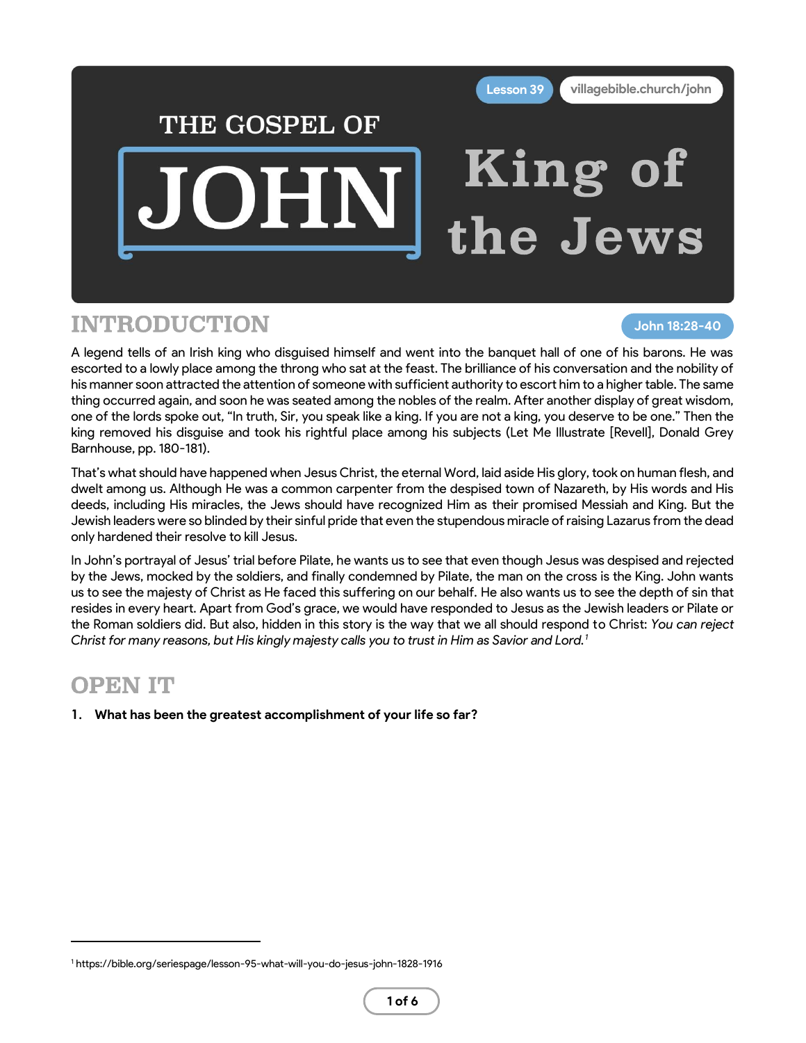Lesson 39 | villagebible.church/john

# THE GOSPEL OF JOHN

# King of the Jews

## INTRODUCTION

John 18:28-40

A legend tells of an Irish king who disguised himself and went into the banquet hall of one of his barons. He was escorted to a lowly place among the throng who sat at the feast. The brilliance of his conversation and the nobility of his manner soon attracted the attention of someone with sufficient authority to escort him to a higher table. The same thing occurred again, and soon he was seated among the nobles of the realm. After another display of great wisdom, one of the lords spoke out, "In truth, Sir, you speak like a king. If you are not a king, you deserve to be one." Then the king removed his disguise and took his rightful place among his subjects (Let Me Illustrate [Revell], Donald Grey Barnhouse, pp. 180-181).

That's what should have happened when Jesus Christ, the eternal Word, laid aside His glory, took on human flesh, and dwelt among us. Although He was a common carpenter from the despised town of Nazareth, by His words and His deeds, including His miracles, the Jews should have recognized Him as their promised Messiah and King. But the Jewish leaders were so blinded by their sinful pride that even the stupendous miracle of raising Lazarus from the dead only hardened their resolve to kill Jesus.

In John's portrayal of Jesus' trial before Pilate, he wants us to see that even though Jesus was despised and rejected by the Jews, mocked by the soldiers, and finally condemned by Pilate, the man on the cross is the King. John wants us to see the majesty of Christ as He faced this suffering on our behalf. He also wants us to see the depth of sin that resides in every heart. Apart from God's grace, we would have responded to Jesus as the Jewish leaders or Pilate or the Roman soldiers did. But also, hidden in this story is the way that we all should respond to Christ: *You can reject Christ for many reasons, but His kingly majesty calls you to trust in Him as Savior and Lord.*[1]

## OPEN IT

1. **What has been the greatest accomplishment of your life so far?**

---

[1] https://bible.org/seriespage/lesson-95-what-will-you-do-jesus-john-1828-1916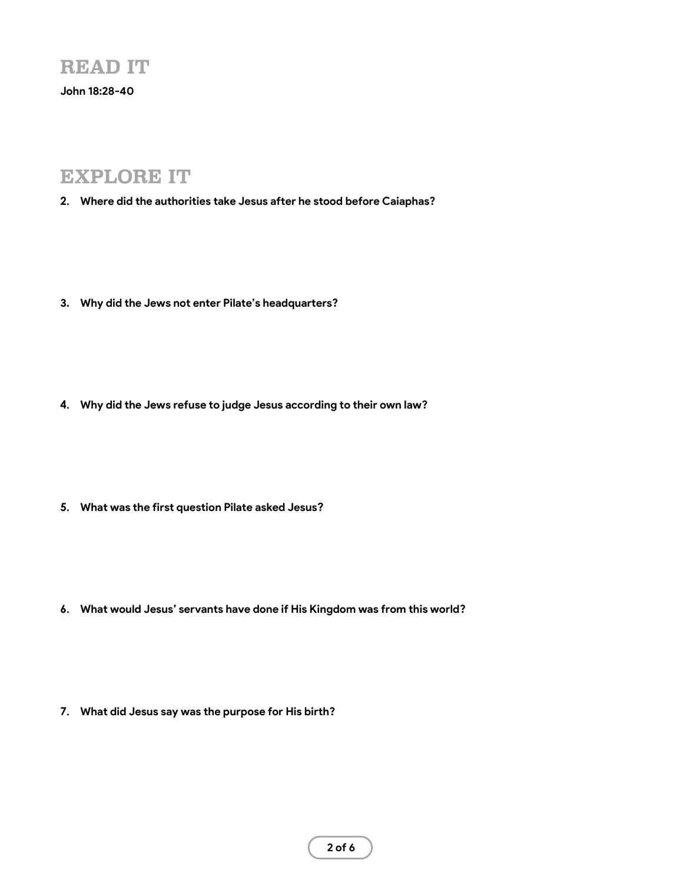## READ IT

**John 18:28-40**

## EXPLORE IT

2. **Where did the authorities take Jesus after he stood before Caiaphas?**

3. **Why did the Jews not enter Pilate's headquarters?**

4. **Why did the Jews refuse to judge Jesus according to their own law?**

5. **What was the first question Pilate asked Jesus?**

6. **What would Jesus' servants have done if His Kingdom was from this world?**

7. **What did Jesus say was the purpose for His birth?**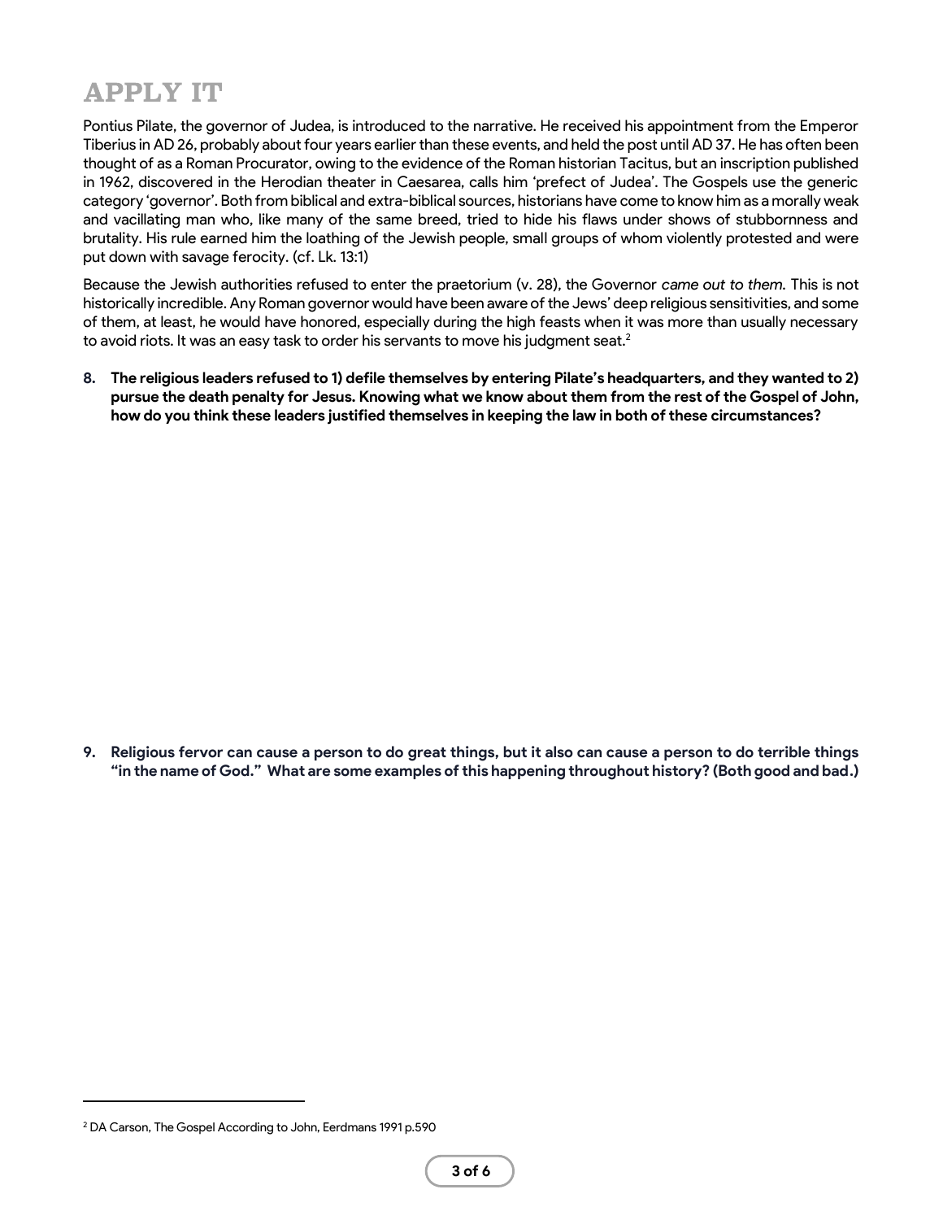# APPLY IT

Pontius Pilate, the governor of Judea, is introduced to the narrative. He received his appointment from the Emperor Tiberius in AD 26, probably about four years earlier than these events, and held the post until AD 37. He has often been thought of as a Roman Procurator, owing to the evidence of the Roman historian Tacitus, but an inscription published in 1962, discovered in the Herodian theater in Caesarea, calls him 'prefect of Judea'. The Gospels use the generic category 'governor'. Both from biblical and extra-biblical sources, historians have come to know him as a morally weak and vacillating man who, like many of the same breed, tried to hide his flaws under shows of stubbornness and brutality. His rule earned him the loathing of the Jewish people, small groups of whom violently protested and were put down with savage ferocity. (cf. Lk. 13:1)

Because the Jewish authorities refused to enter the praetorium (v. 28), the Governor *came out to them.* This is not historically incredible. Any Roman governor would have been aware of the Jews' deep religious sensitivities, and some of them, at least, he would have honored, especially during the high feasts when it was more than usually necessary to avoid riots. It was an easy task to order his servants to move his judgment seat.[2]

8. **The religious leaders refused to 1) defile themselves by entering Pilate's headquarters, and they wanted to 2) pursue the death penalty for Jesus. Knowing what we know about them from the rest of the Gospel of John, how do you think these leaders justified themselves in keeping the law in both of these circumstances?**

9. **Religious fervor can cause a person to do great things, but it also can cause a person to do terrible things "in the name of God." What are some examples of this happening throughout history? (Both good and bad.)**

---

[2] DA Carson, The Gospel According to John, Eerdmans 1991 p.590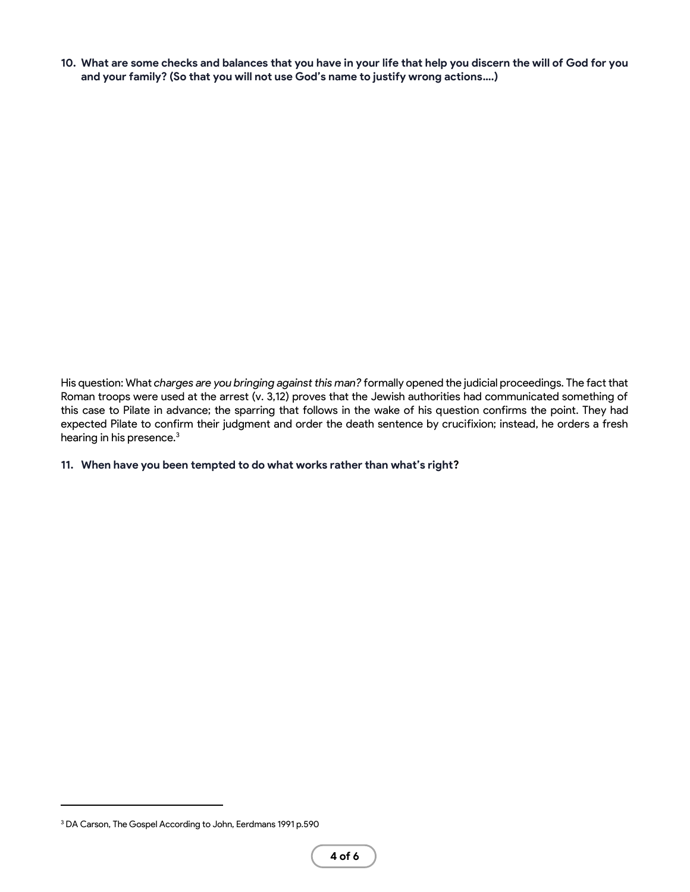**10. What are some checks and balances that you have in your life that help you discern the will of God for you and your family? (So that you will not use God's name to justify wrong actions....)**

His question: What *charges are you bringing against this man?* formally opened the judicial proceedings. The fact that Roman troops were used at the arrest (v. 3,12) proves that the Jewish authorities had communicated something of this case to Pilate in advance; the sparring that follows in the wake of his question confirms the point. They had expected Pilate to confirm their judgment and order the death sentence by crucifixion; instead, he orders a fresh hearing in his presence.[3]

**11. When have you been tempted to do what works rather than what's right?**

[3] DA Carson, The Gospel According to John, Eerdmans 1991 p.590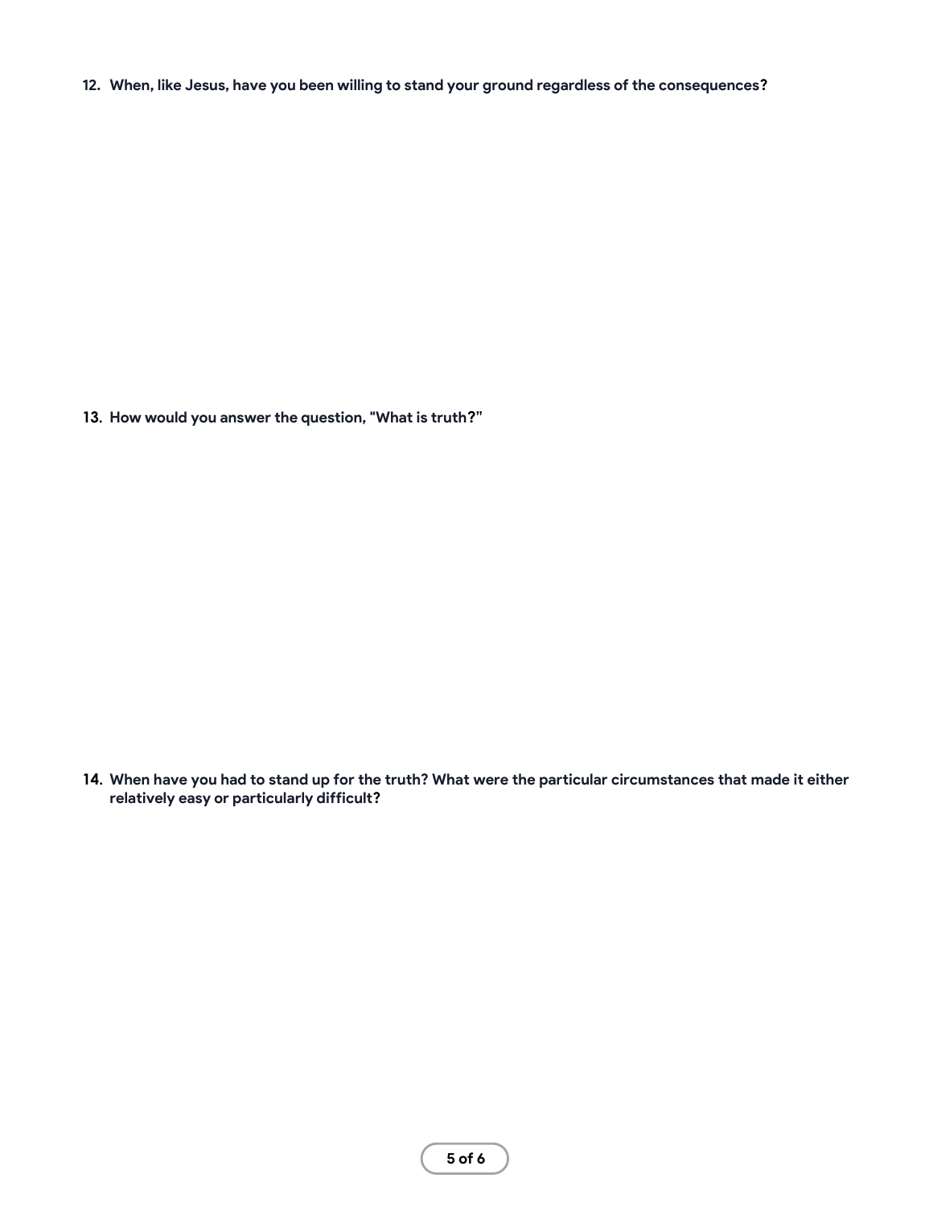**12. When, like Jesus, have you been willing to stand your ground regardless of the consequences?**

**13. How would you answer the question, "What is truth?"**

**14. When have you had to stand up for the truth? What were the particular circumstances that made it either relatively easy or particularly difficult?**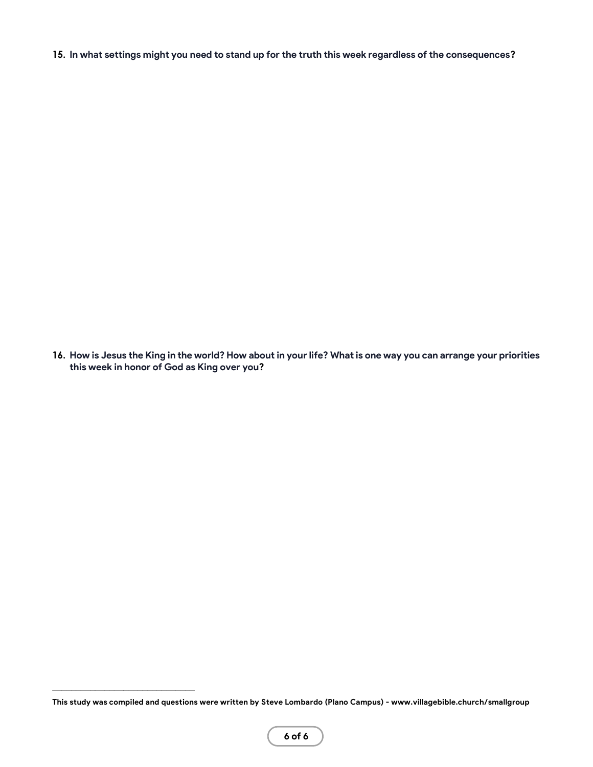15. **In what settings might you need to stand up for the truth this week regardless of the consequences?**

16. **How is Jesus the King in the world? How about in your life? What is one way you can arrange your priorities this week in honor of God as King over you?**

---

**This study was compiled and questions were written by Steve Lombardo (Plano Campus) - www.villagebible.church/smallgroup**